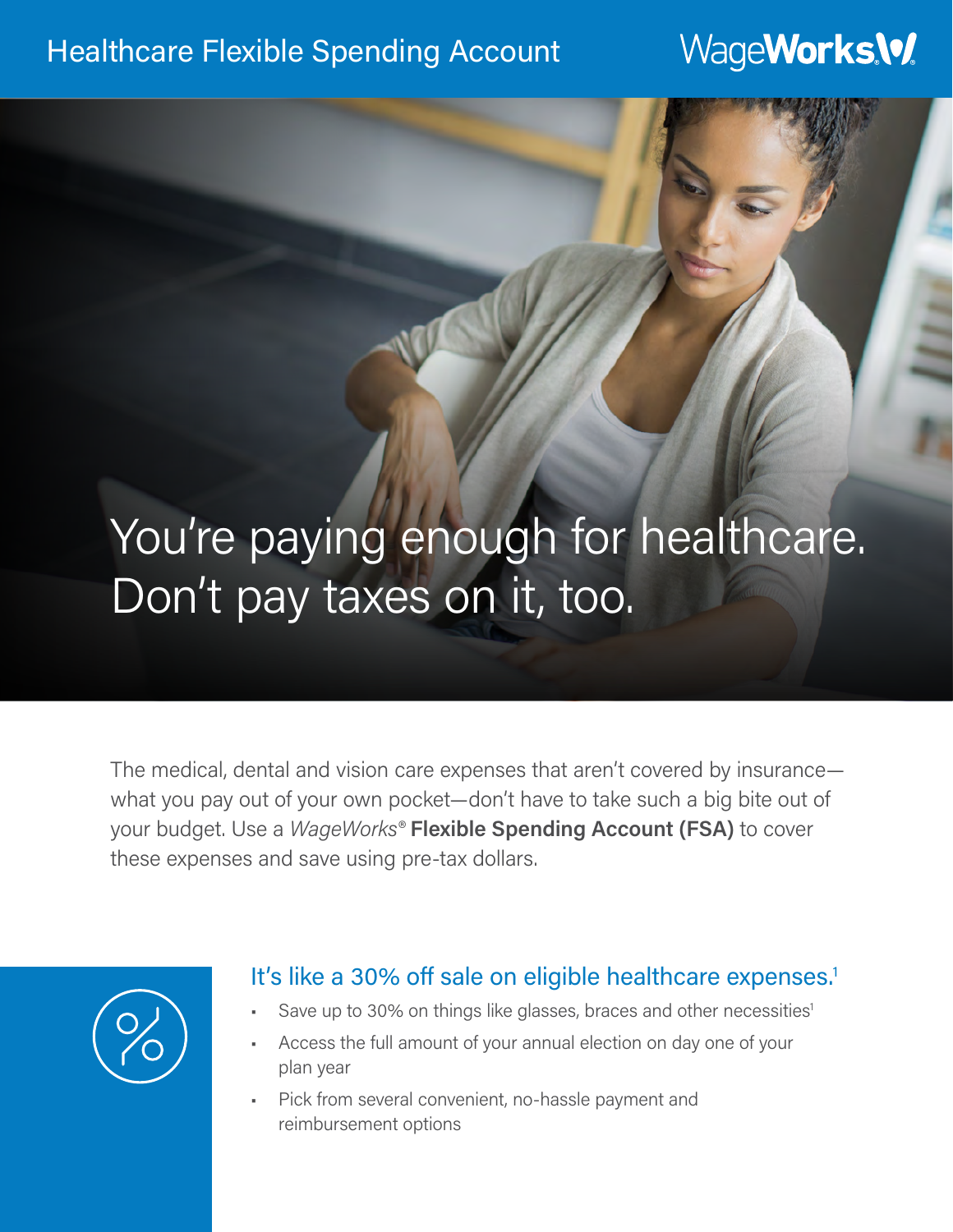# Healthcare Flexible Spending Account

WageWorks

## You're paying enough for healthcare. Don't pay taxes on it, too.

The medical, dental and vision care expenses that aren't covered by insurance—what you pay out of your own pocket—don't have to take such a big bite out of your budget. Use a *WageWorks®* **Flexible Spending Account (FSA)** to cover these expenses and save using pre-tax dollars.

### It's like a 30% off sale on eligible healthcare expenses.[1]

- Save up to 30% on things like glasses, braces and other necessities[1]
- Access the full amount of your annual election on day one of your plan year
- Pick from several convenient, no-hassle payment and reimbursement options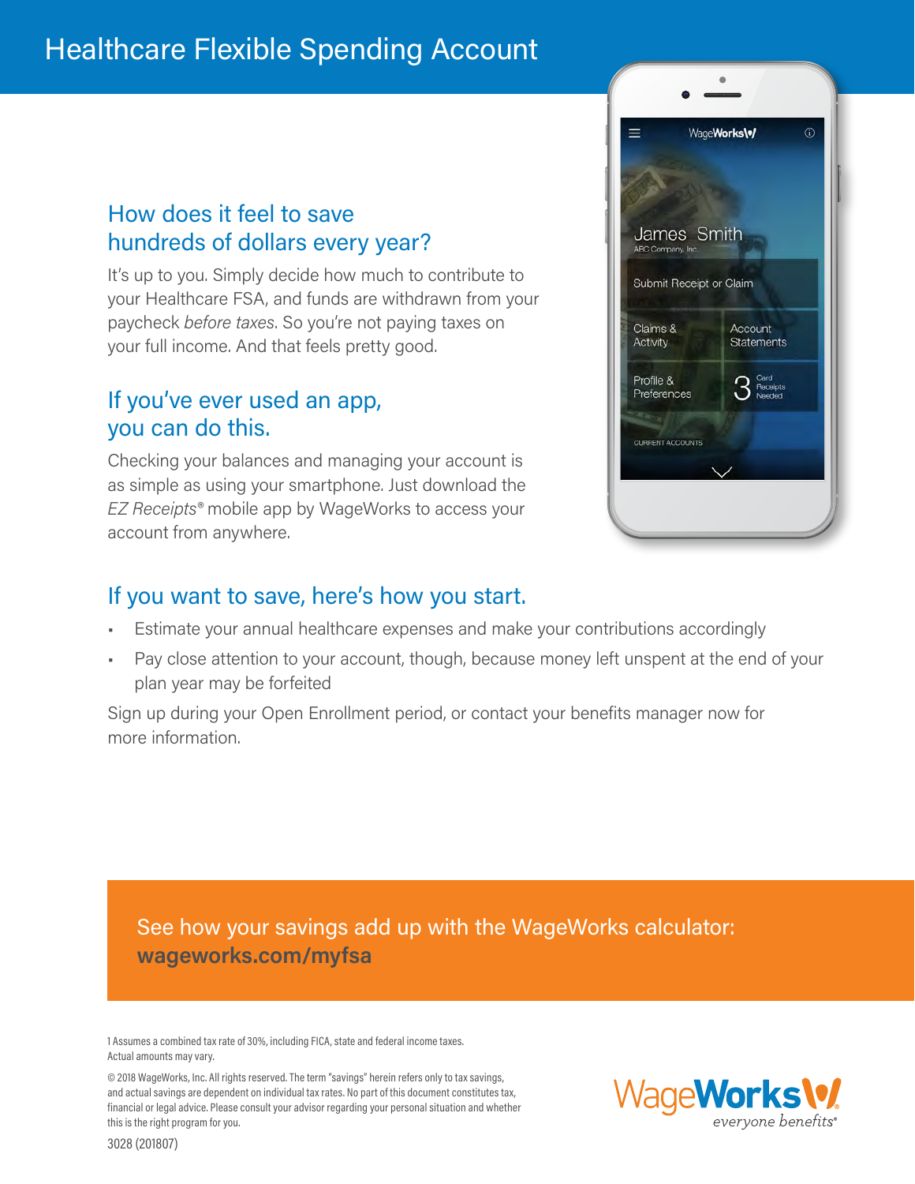# Healthcare Flexible Spending Account

## How does it feel to save hundreds of dollars every year?

It's up to you. Simply decide how much to contribute to your Healthcare FSA, and funds are withdrawn from your paycheck *before taxes*. So you're not paying taxes on your full income. And that feels pretty good.

## If you've ever used an app, you can do this.

Checking your balances and managing your account is as simple as using your smartphone. Just download the *EZ Receipts*® mobile app by WageWorks to access your account from anywhere.

## If you want to save, here's how you start.

- Estimate your annual healthcare expenses and make your contributions accordingly
- Pay close attention to your account, though, because money left unspent at the end of your plan year may be forfeited

Sign up during your Open Enrollment period, or contact your benefits manager now for more information.

See how your savings add up with the WageWorks calculator: **wageworks.com/myfsa**

1 Assumes a combined tax rate of 30%, including FICA, state and federal income taxes. Actual amounts may vary.

© 2018 WageWorks, Inc. All rights reserved. The term "savings" herein refers only to tax savings, and actual savings are dependent on individual tax rates. No part of this document constitutes tax, financial or legal advice. Please consult your advisor regarding your personal situation and whether this is the right program for you.

3028 (201807)

WageWorks
*everyone benefits*®